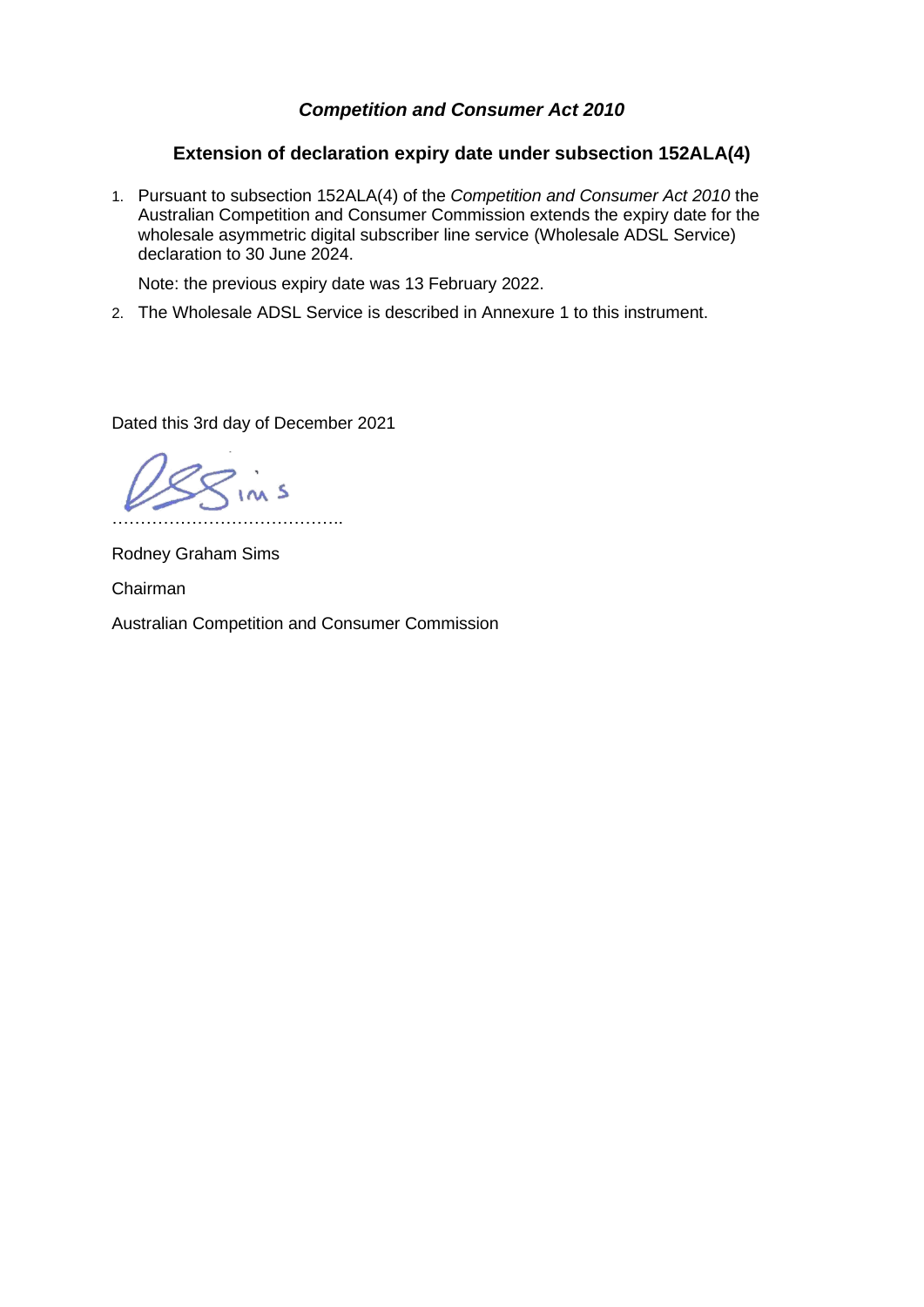# *Competition and Consumer Act 2010*

## Extension of declaration expiry date under subsection 152ALA(4)

1. Pursuant to subsection 152ALA(4) of the *Competition and Consumer Act 2010* the Australian Competition and Consumer Commission extends the expiry date for the wholesale asymmetric digital subscriber line service (Wholesale ADSL Service) declaration to 30 June 2024.

   Note: the previous expiry date was 13 February 2022.

2. The Wholesale ADSL Service is described in Annexure 1 to this instrument.

Dated this 3rd day of December 2021

……………………………………..

Rodney Graham Sims

Chairman

Australian Competition and Consumer Commission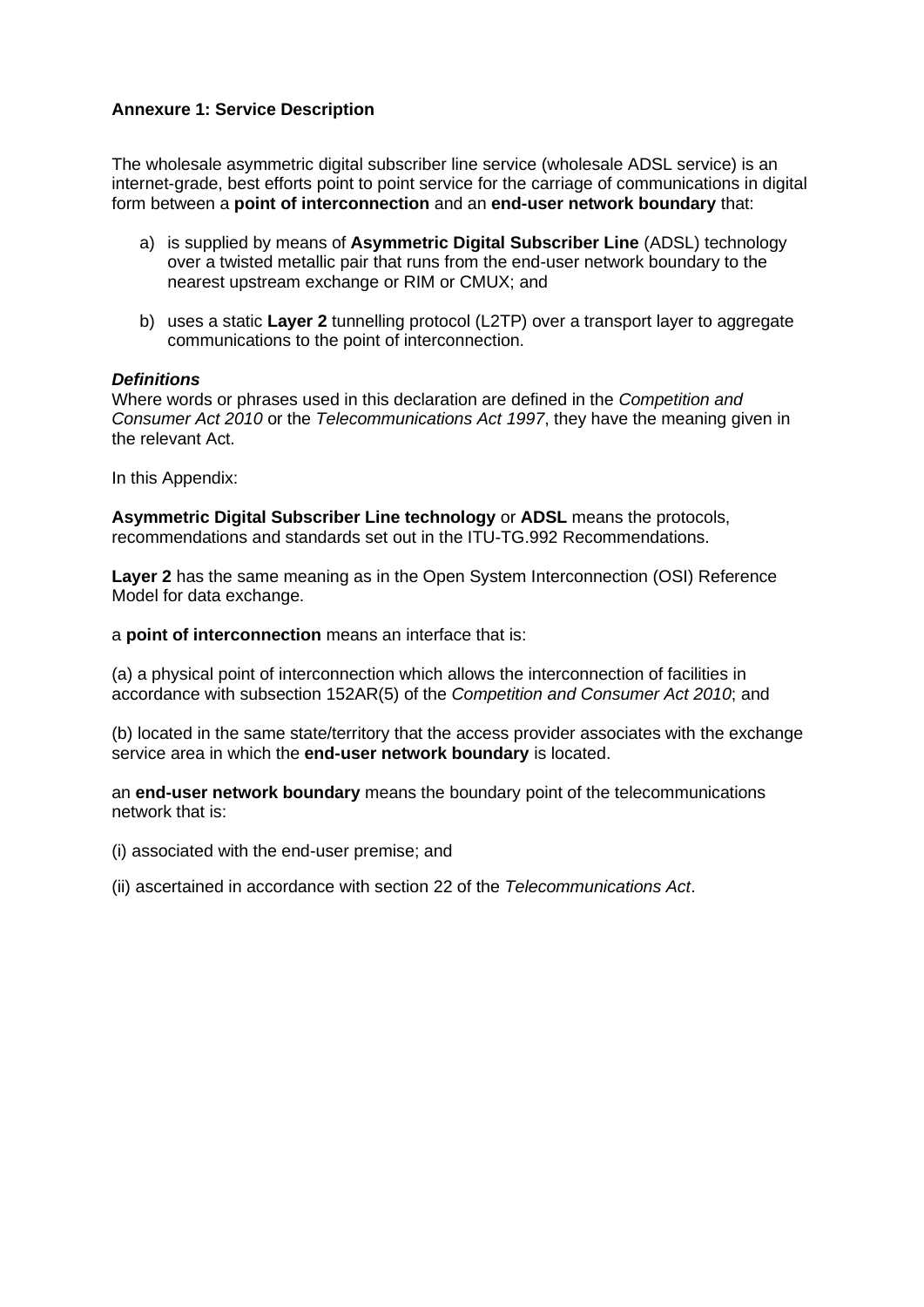**Annexure 1: Service Description**

The wholesale asymmetric digital subscriber line service (wholesale ADSL service) is an internet-grade, best efforts point to point service for the carriage of communications in digital form between a **point of interconnection** and an **end-user network boundary** that:

a) is supplied by means of **Asymmetric Digital Subscriber Line** (ADSL) technology over a twisted metallic pair that runs from the end-user network boundary to the nearest upstream exchange or RIM or CMUX; and

b) uses a static **Layer 2** tunnelling protocol (L2TP) over a transport layer to aggregate communications to the point of interconnection.

***Definitions***

Where words or phrases used in this declaration are defined in the *Competition and Consumer Act 2010* or the *Telecommunications Act 1997*, they have the meaning given in the relevant Act.

In this Appendix:

**Asymmetric Digital Subscriber Line technology** or **ADSL** means the protocols, recommendations and standards set out in the ITU-TG.992 Recommendations.

**Layer 2** has the same meaning as in the Open System Interconnection (OSI) Reference Model for data exchange.

a **point of interconnection** means an interface that is:

(a) a physical point of interconnection which allows the interconnection of facilities in accordance with subsection 152AR(5) of the *Competition and Consumer Act 2010*; and

(b) located in the same state/territory that the access provider associates with the exchange service area in which the **end-user network boundary** is located.

an **end-user network boundary** means the boundary point of the telecommunications network that is:

(i) associated with the end-user premise; and

(ii) ascertained in accordance with section 22 of the *Telecommunications Act*.